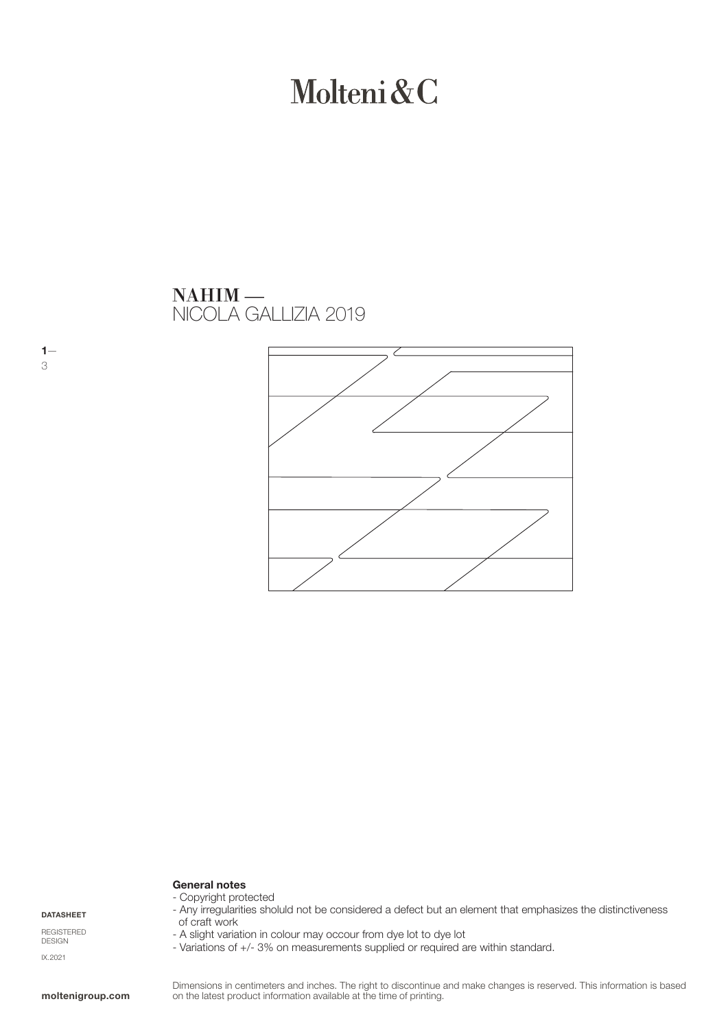# Molteni&C

## NAHIM —
NICOLA GALLIZIA 2019

**DATASHEET**

REGISTERED DESIGN

IX.2021

**General notes**
- Copyright protected
- Any irregularities sholuld not be considered a defect but an element that emphasizes the distinctiveness of craft work
- A slight variation in colour may occour from dye lot to dye lot
- Variations of +/- 3% on measurements supplied or required are within standard.

Dimensions in centimeters and inches. The right to discontinue and make changes is reserved. This information is based on the latest product information available at the time of printing.

**moltenigroup.com**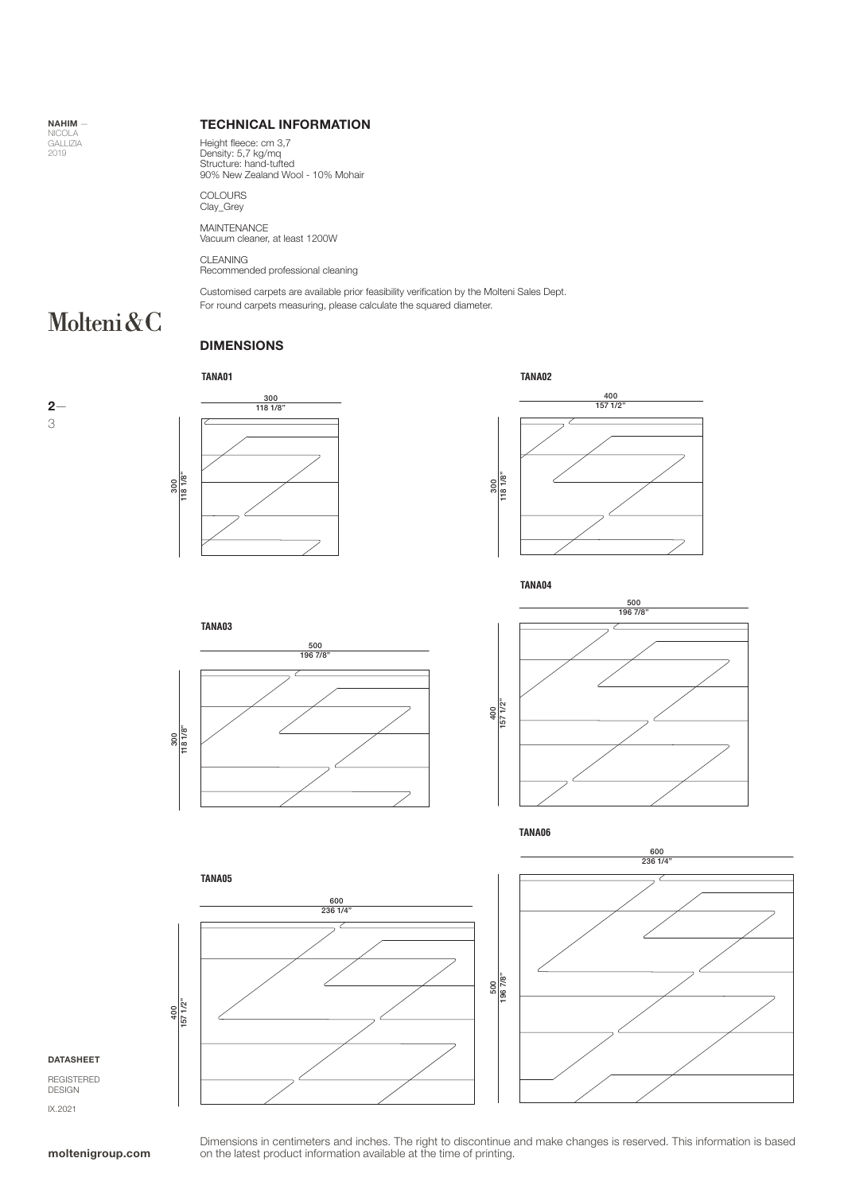NAHIM — NICOLA GALLIZIA 2019

Molteni&C

## TECHNICAL INFORMATION

Height fleece: cm 3,7
Density: 5,7 kg/mq
Structure: hand-tufted
90% New Zealand Wool - 10% Mohair

COLOURS
Clay_Grey

MAINTENANCE
Vacuum cleaner, at least 1200W

CLEANING
Recommended professional cleaning

Customised carpets are available prior feasibility verification by the Molteni Sales Dept.
For round carpets measuring, please calculate the squared diameter.

## DIMENSIONS

**TANA01**

300 / 118 1/8"

300 / 118 1/8"

**TANA02**

400 / 157 1/2"

300 / 118 1/8"

**TANA03**

500 / 196 7/8"

300 / 118 1/8"

**TANA04**

500 / 196 7/8"

400 / 157 1/2"

**TANA05**

600 / 236 1/4"

400 / 157 1/2"

**TANA06**

600 / 236 1/4"

500 / 196 7/8"

DATASHEET

REGISTERED DESIGN

IX.2021

moltenigroup.com

Dimensions in centimeters and inches. The right to discontinue and make changes is reserved. This information is based on the latest product information available at the time of printing.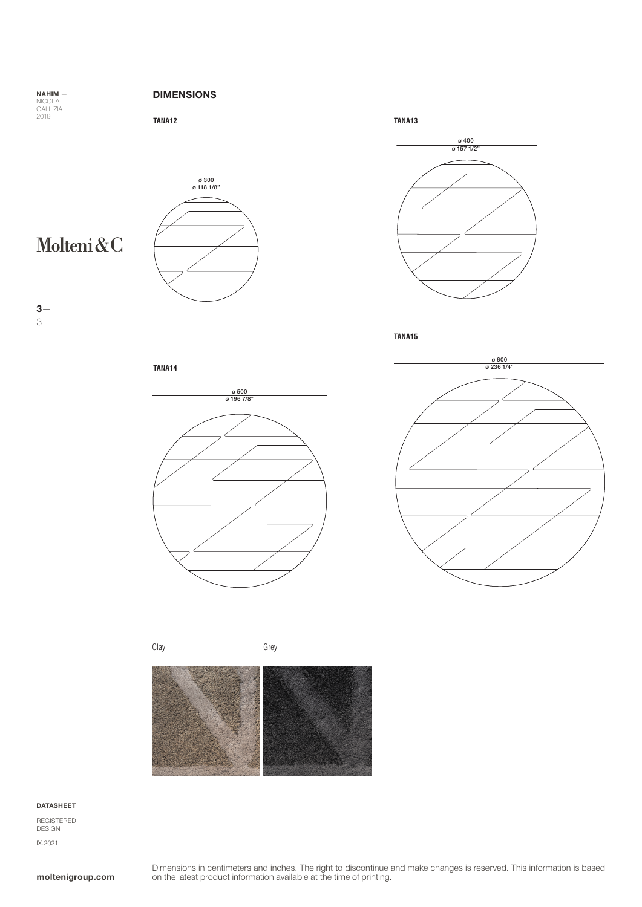NAHIM — NICOLA GALLIZIA 2019

Molteni&C

## DIMENSIONS

### TANA12

ø 300
ø 118 1/8"

### TANA13

ø 400
ø 157 1/2"

### TANA14

ø 500
ø 196 7/8"

### TANA15

ø 600
ø 236 1/4"

Clay

Grey

**DATASHEET**

REGISTERED DESIGN

IX.2021

**moltenigroup.com**

Dimensions in centimeters and inches. The right to discontinue and make changes is reserved. This information is based on the latest product information available at the time of printing.